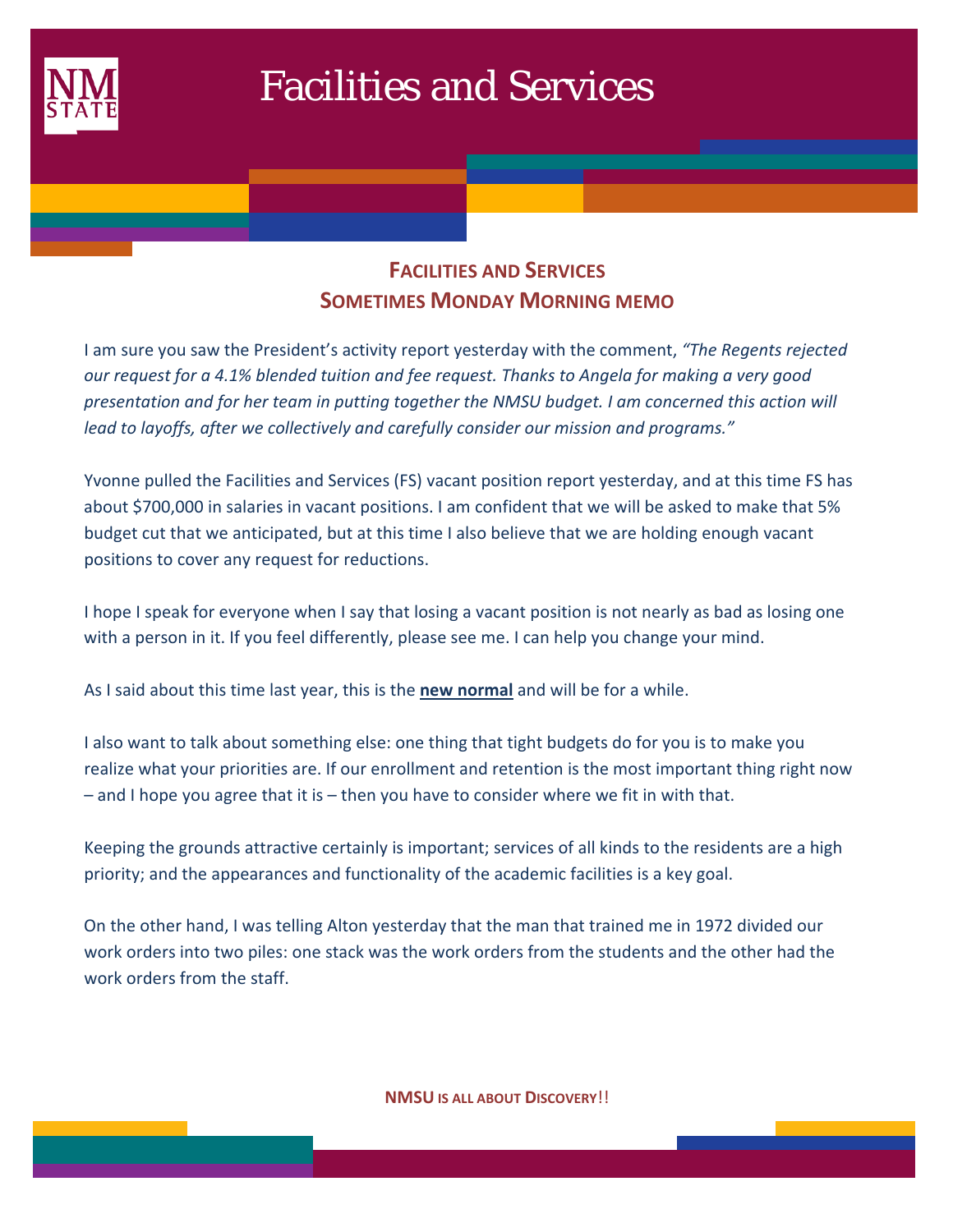# Facilities and Services

## Facilities and Services
## Sometimes Monday Morning memo

I am sure you saw the President's activity report yesterday with the comment, *"The Regents rejected our request for a 4.1% blended tuition and fee request. Thanks to Angela for making a very good presentation and for her team in putting together the NMSU budget. I am concerned this action will lead to layoffs, after we collectively and carefully consider our mission and programs."*

Yvonne pulled the Facilities and Services (FS) vacant position report yesterday, and at this time FS has about $700,000 in salaries in vacant positions. I am confident that we will be asked to make that 5% budget cut that we anticipated, but at this time I also believe that we are holding enough vacant positions to cover any request for reductions.

I hope I speak for everyone when I say that losing a vacant position is not nearly as bad as losing one with a person in it. If you feel differently, please see me. I can help you change your mind.

As I said about this time last year, this is the **new normal** and will be for a while.

I also want to talk about something else: one thing that tight budgets do for you is to make you realize what your priorities are. If our enrollment and retention is the most important thing right now – and I hope you agree that it is – then you have to consider where we fit in with that.

Keeping the grounds attractive certainly is important; services of all kinds to the residents are a high priority; and the appearances and functionality of the academic facilities is a key goal.

On the other hand, I was telling Alton yesterday that the man that trained me in 1972 divided our work orders into two piles: one stack was the work orders from the students and the other had the work orders from the staff.

**NMSU is all about Discovery!!**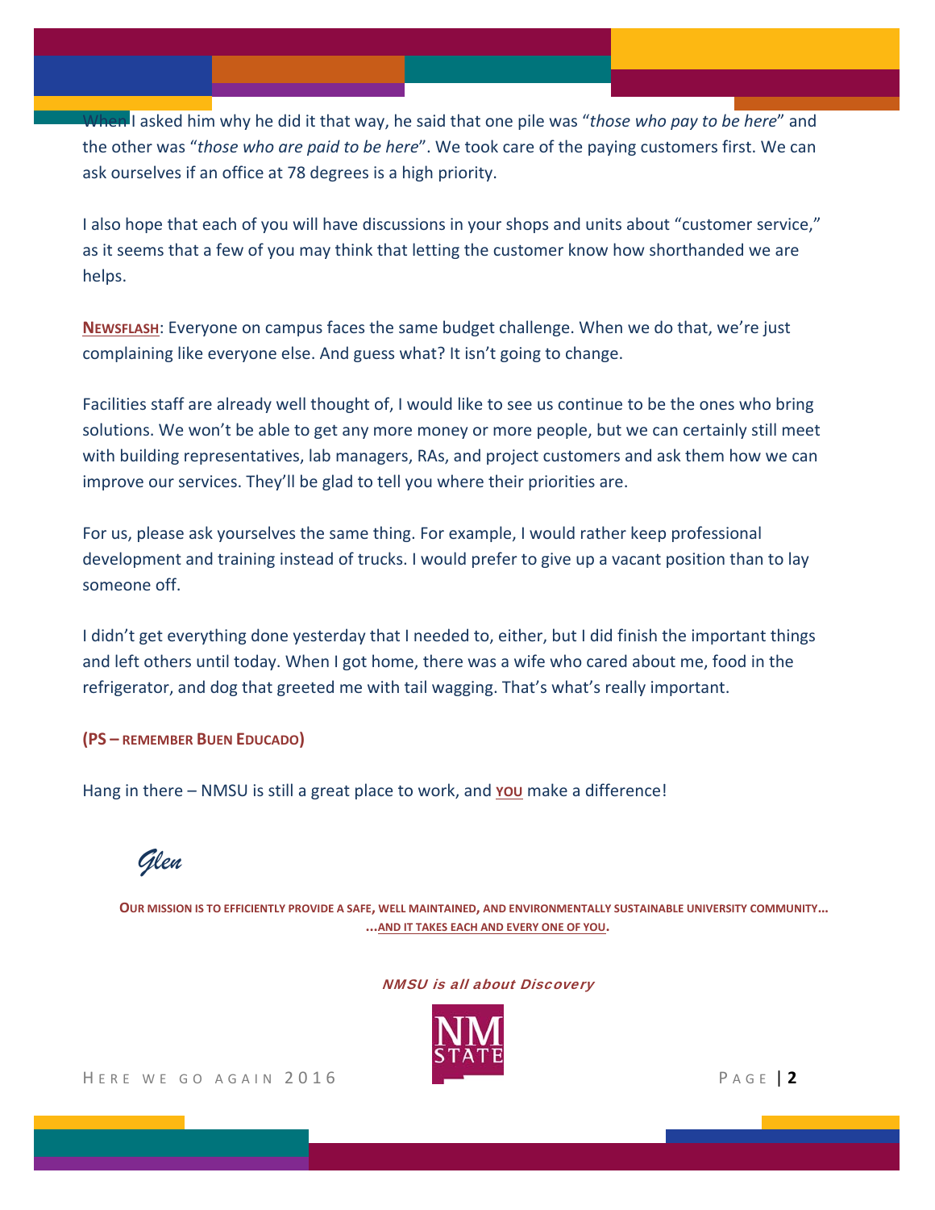When I asked him why he did it that way, he said that one pile was "*those who pay to be here*" and the other was "*those who are paid to be here*". We took care of the paying customers first. We can ask ourselves if an office at 78 degrees is a high priority.

I also hope that each of you will have discussions in your shops and units about "customer service," as it seems that a few of you may think that letting the customer know how shorthanded we are helps.

**NEWSFLASH**: Everyone on campus faces the same budget challenge. When we do that, we're just complaining like everyone else. And guess what? It isn't going to change.

Facilities staff are already well thought of, I would like to see us continue to be the ones who bring solutions. We won't be able to get any more money or more people, but we can certainly still meet with building representatives, lab managers, RAs, and project customers and ask them how we can improve our services. They'll be glad to tell you where their priorities are.

For us, please ask yourselves the same thing. For example, I would rather keep professional development and training instead of trucks. I would prefer to give up a vacant position than to lay someone off.

I didn't get everything done yesterday that I needed to, either, but I did finish the important things and left others until today. When I got home, there was a wife who cared about me, food in the refrigerator, and dog that greeted me with tail wagging. That's what's really important.

**(PS – REMEMBER BUEN EDUCADO)**

Hang in there – NMSU is still a great place to work, and **YOU** make a difference!

*Glen*

**OUR MISSION IS TO EFFICIENTLY PROVIDE A SAFE, WELL MAINTAINED, AND ENVIRONMENTALLY SUSTAINABLE UNIVERSITY COMMUNITY…**
**…AND IT TAKES EACH AND EVERY ONE OF YOU.**

***NMSU is all about Discovery***

NM STATE